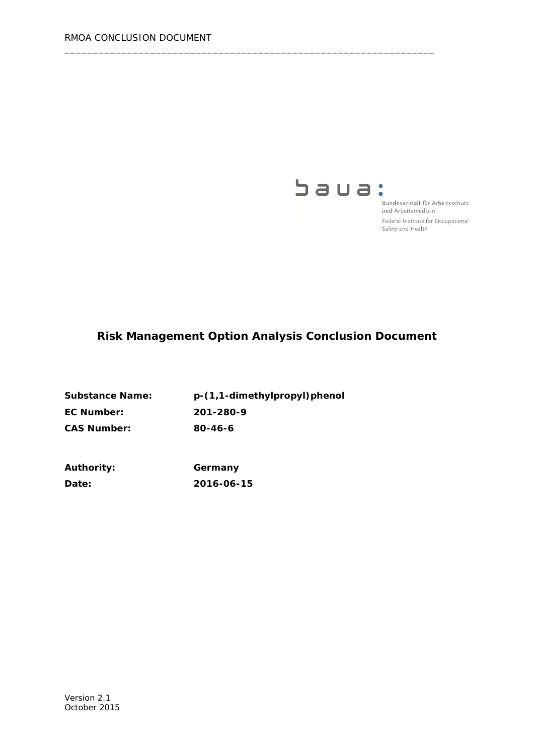baua:

Bundesanstalt für Arbeitsschutz und Arbeitsmedizin

Federal Institute for Occupational Safety and Health

# Risk Management Option Analysis Conclusion Document

| | |
|---|---|
| **Substance Name:** | **p-(1,1-dimethylpropyl)phenol** |
| **EC Number:** | **201-280-9** |
| **CAS Number:** | **80-46-6** |

| | |
|---|---|
| **Authority:** | **Germany** |
| **Date:** | **2016-06-15** |

Version 2.1
October 2015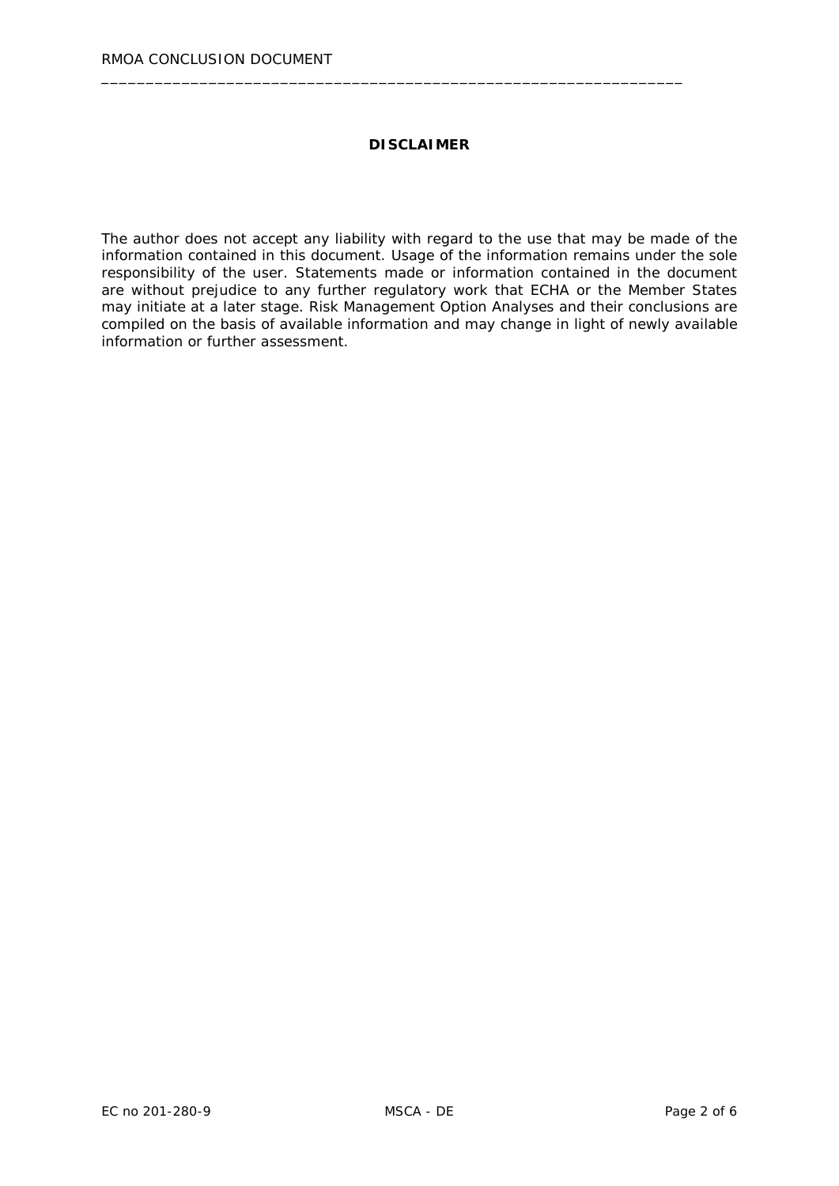**DISCLAIMER**

The author does not accept any liability with regard to the use that may be made of the information contained in this document. Usage of the information remains under the sole responsibility of the user. Statements made or information contained in the document are without prejudice to any further regulatory work that ECHA or the Member States may initiate at a later stage. Risk Management Option Analyses and their conclusions are compiled on the basis of available information and may change in light of newly available information or further assessment.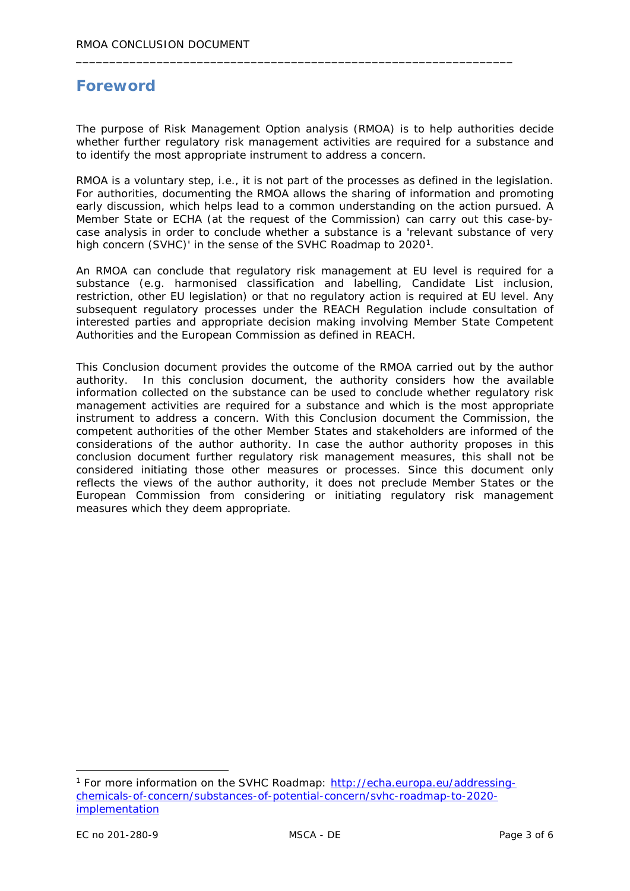# Foreword

The purpose of Risk Management Option analysis (RMOA) is to help authorities decide whether further regulatory risk management activities are required for a substance and to identify the most appropriate instrument to address a concern.

RMOA is a voluntary step, i.e., it is not part of the processes as defined in the legislation. For authorities, documenting the RMOA allows the sharing of information and promoting early discussion, which helps lead to a common understanding on the action pursued. A Member State or ECHA (at the request of the Commission) can carry out this case-by-case analysis in order to conclude whether a substance is a 'relevant substance of very high concern (SVHC)' in the sense of the SVHC Roadmap to 2020[1].

An RMOA can conclude that regulatory risk management at EU level is required for a substance (e.g. harmonised classification and labelling, Candidate List inclusion, restriction, other EU legislation) or that no regulatory action is required at EU level. Any subsequent regulatory processes under the REACH Regulation include consultation of interested parties and appropriate decision making involving Member State Competent Authorities and the European Commission as defined in REACH.

This Conclusion document provides the outcome of the RMOA carried out by the author authority. In this conclusion document, the authority considers how the available information collected on the substance can be used to conclude whether regulatory risk management activities are required for a substance and which is the most appropriate instrument to address a concern. With this Conclusion document the Commission, the competent authorities of the other Member States and stakeholders are informed of the considerations of the author authority. In case the author authority proposes in this conclusion document further regulatory risk management measures, this shall not be considered initiating those other measures or processes. Since this document only reflects the views of the author authority, it does not preclude Member States or the European Commission from considering or initiating regulatory risk management measures which they deem appropriate.

---

[1] For more information on the SVHC Roadmap: http://echa.europa.eu/addressing-chemicals-of-concern/substances-of-potential-concern/svhc-roadmap-to-2020-implementation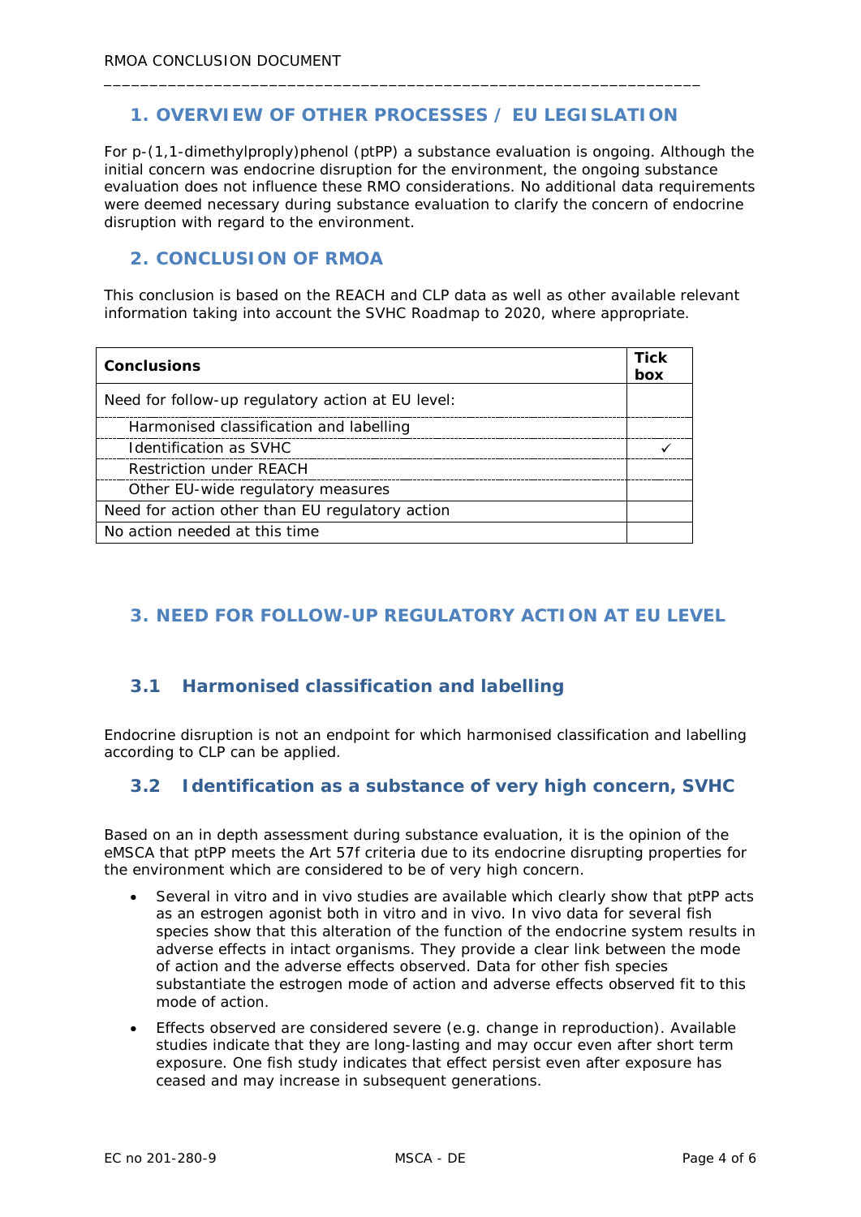## 1. OVERVIEW OF OTHER PROCESSES / EU LEGISLATION

For p-(1,1-dimethylproply)phenol (ptPP) a substance evaluation is ongoing. Although the initial concern was endocrine disruption for the environment, the ongoing substance evaluation does not influence these RMO considerations. No additional data requirements were deemed necessary during substance evaluation to clarify the concern of endocrine disruption with regard to the environment.

## 2. CONCLUSION OF RMOA

This conclusion is based on the REACH and CLP data as well as other available relevant information taking into account the SVHC Roadmap to 2020, where appropriate.

| Conclusions | Tick box |
|---|---|
| Need for follow-up regulatory action at EU level: | |
| Harmonised classification and labelling | |
| Identification as SVHC | ✓ |
| Restriction under REACH | |
| Other EU-wide regulatory measures | |
| Need for action other than EU regulatory action | |
| No action needed at this time | |

## 3. NEED FOR FOLLOW-UP REGULATORY ACTION AT EU LEVEL

### 3.1 Harmonised classification and labelling

Endocrine disruption is not an endpoint for which harmonised classification and labelling according to CLP can be applied.

### 3.2 Identification as a substance of very high concern, SVHC

Based on an in depth assessment during substance evaluation, it is the opinion of the eMSCA that ptPP meets the Art 57f criteria due to its endocrine disrupting properties for the environment which are considered to be of very high concern.

- Several in vitro and in vivo studies are available which clearly show that ptPP acts as an estrogen agonist both in vitro and in vivo. In vivo data for several fish species show that this alteration of the function of the endocrine system results in adverse effects in intact organisms. They provide a clear link between the mode of action and the adverse effects observed. Data for other fish species substantiate the estrogen mode of action and adverse effects observed fit to this mode of action.
- Effects observed are considered severe (e.g. change in reproduction). Available studies indicate that they are long-lasting and may occur even after short term exposure. One fish study indicates that effect persist even after exposure has ceased and may increase in subsequent generations.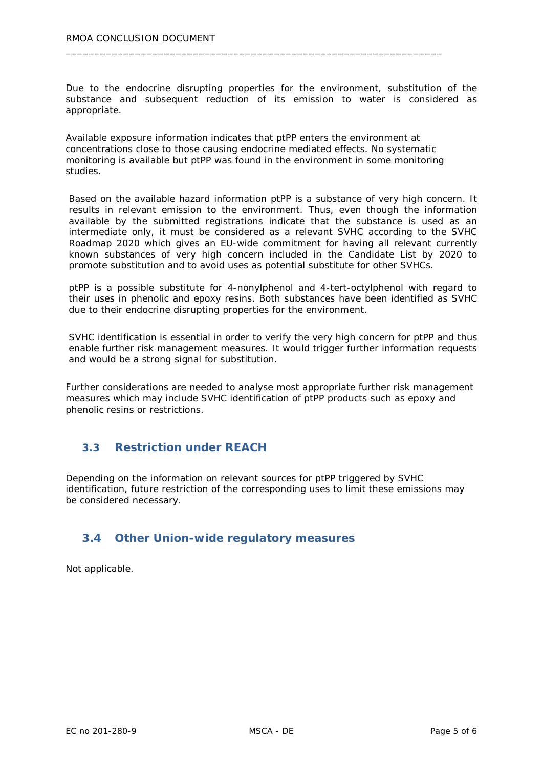Due to the endocrine disrupting properties for the environment, substitution of the substance and subsequent reduction of its emission to water is considered as appropriate.

Available exposure information indicates that ptPP enters the environment at concentrations close to those causing endocrine mediated effects. No systematic monitoring is available but ptPP was found in the environment in some monitoring studies.

Based on the available hazard information ptPP is a substance of very high concern. It results in relevant emission to the environment. Thus, even though the information available by the submitted registrations indicate that the substance is used as an intermediate only, it must be considered as a relevant SVHC according to the SVHC Roadmap 2020 which gives an EU-wide commitment for having all relevant currently known substances of very high concern included in the Candidate List by 2020 to promote substitution and to avoid uses as potential substitute for other SVHCs.

ptPP is a possible substitute for 4-nonylphenol and 4-tert-octylphenol with regard to their uses in phenolic and epoxy resins. Both substances have been identified as SVHC due to their endocrine disrupting properties for the environment.

SVHC identification is essential in order to verify the very high concern for ptPP and thus enable further risk management measures. It would trigger further information requests and would be a strong signal for substitution.

Further considerations are needed to analyse most appropriate further risk management measures which may include SVHC identification of ptPP products such as epoxy and phenolic resins or restrictions.

## 3.3 Restriction under REACH

Depending on the information on relevant sources for ptPP triggered by SVHC identification, future restriction of the corresponding uses to limit these emissions may be considered necessary.

## 3.4 Other Union-wide regulatory measures

Not applicable.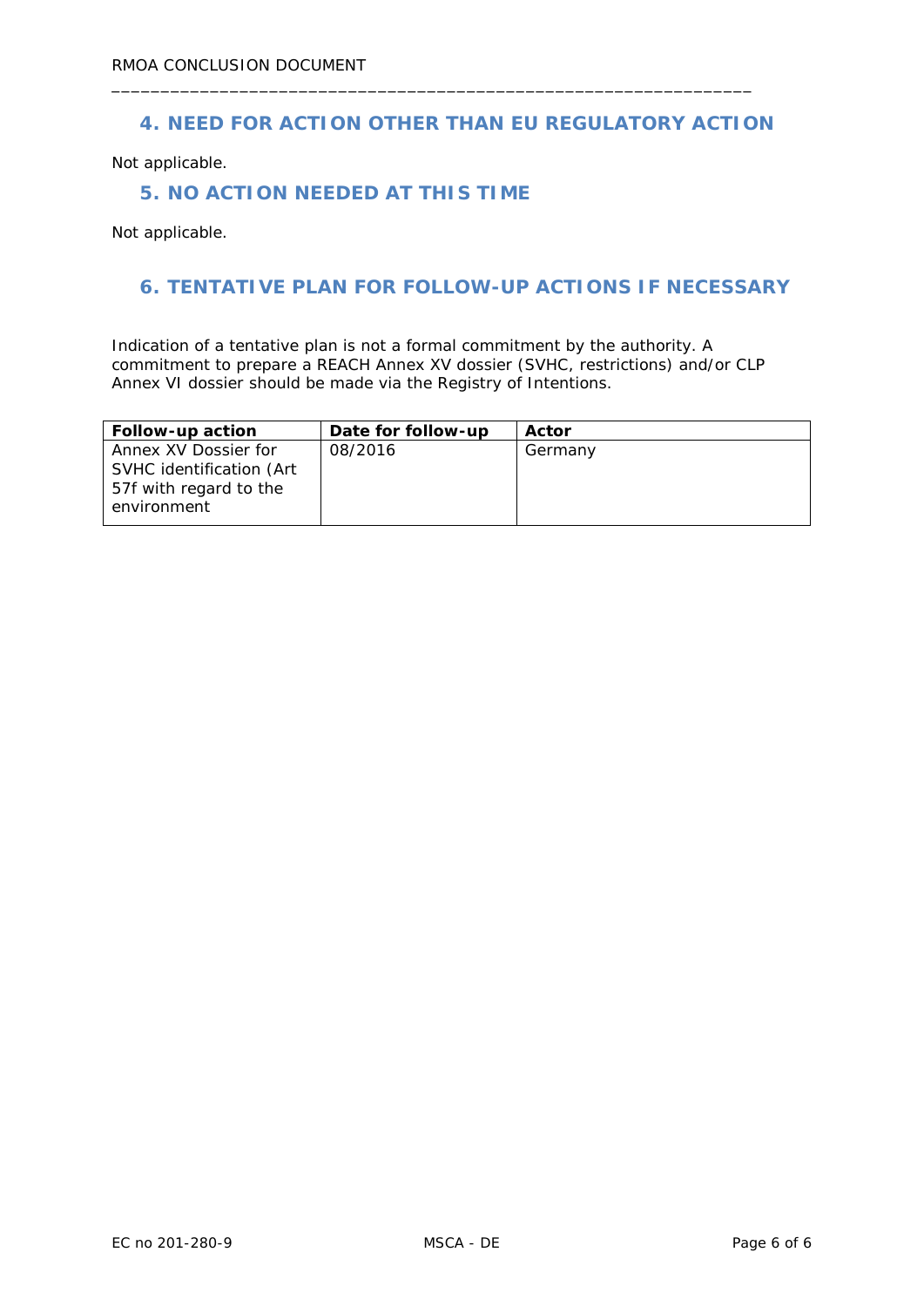## 4. NEED FOR ACTION OTHER THAN EU REGULATORY ACTION

Not applicable.

## 5. NO ACTION NEEDED AT THIS TIME

Not applicable.

## 6. TENTATIVE PLAN FOR FOLLOW-UP ACTIONS IF NECESSARY

Indication of a tentative plan is not a formal commitment by the authority. A commitment to prepare a REACH Annex XV dossier (SVHC, restrictions) and/or CLP Annex VI dossier should be made via the Registry of Intentions.

| Follow-up action | Date for follow-up | Actor |
|---|---|---|
| Annex XV Dossier for SVHC identification (Art 57f with regard to the environment | 08/2016 | Germany |